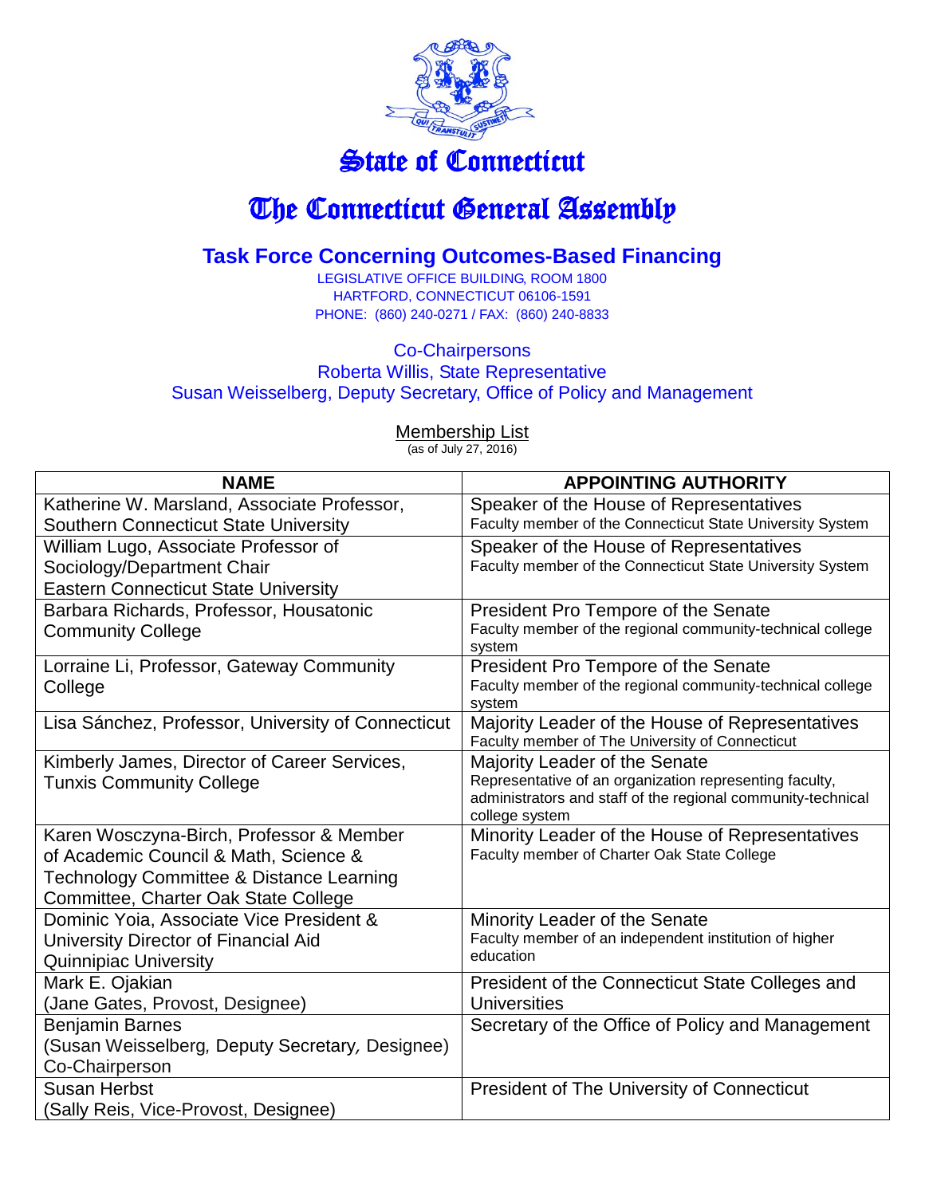# State of Connecticut

# The Connecticut General Assembly

## Task Force Concerning Outcomes-Based Financing

LEGISLATIVE OFFICE BUILDING, ROOM 1800
HARTFORD, CONNECTICUT 06106-1591
PHONE: (860) 240-0271 / FAX: (860) 240-8833

Co-Chairpersons
Roberta Willis, State Representative
Susan Weisselberg, Deputy Secretary, Office of Policy and Management

Membership List
(as of July 27, 2016)

| NAME | APPOINTING AUTHORITY |
|---|---|
| Katherine W. Marsland, Associate Professor, Southern Connecticut State University | Speaker of the House of Representatives<br>Faculty member of the Connecticut State University System |
| William Lugo, Associate Professor of Sociology/Department Chair<br>Eastern Connecticut State University | Speaker of the House of Representatives<br>Faculty member of the Connecticut State University System |
| Barbara Richards, Professor, Housatonic Community College | President Pro Tempore of the Senate<br>Faculty member of the regional community-technical college system |
| Lorraine Li, Professor, Gateway Community College | President Pro Tempore of the Senate<br>Faculty member of the regional community-technical college system |
| Lisa Sánchez, Professor, University of Connecticut | Majority Leader of the House of Representatives<br>Faculty member of The University of Connecticut |
| Kimberly James, Director of Career Services, Tunxis Community College | Majority Leader of the Senate<br>Representative of an organization representing faculty, administrators and staff of the regional community-technical college system |
| Karen Wosczyna-Birch, Professor & Member of Academic Council & Math, Science & Technology Committee & Distance Learning Committee, Charter Oak State College | Minority Leader of the House of Representatives<br>Faculty member of Charter Oak State College |
| Dominic Yoia, Associate Vice President & University Director of Financial Aid<br>Quinnipiac University | Minority Leader of the Senate<br>Faculty member of an independent institution of higher education |
| Mark E. Ojakian<br>(Jane Gates, Provost, Designee) | President of the Connecticut State Colleges and Universities |
| Benjamin Barnes<br>(Susan Weisselberg, Deputy Secretary, Designee)<br>Co-Chairperson | Secretary of the Office of Policy and Management |
| Susan Herbst<br>(Sally Reis, Vice-Provost, Designee) | President of The University of Connecticut |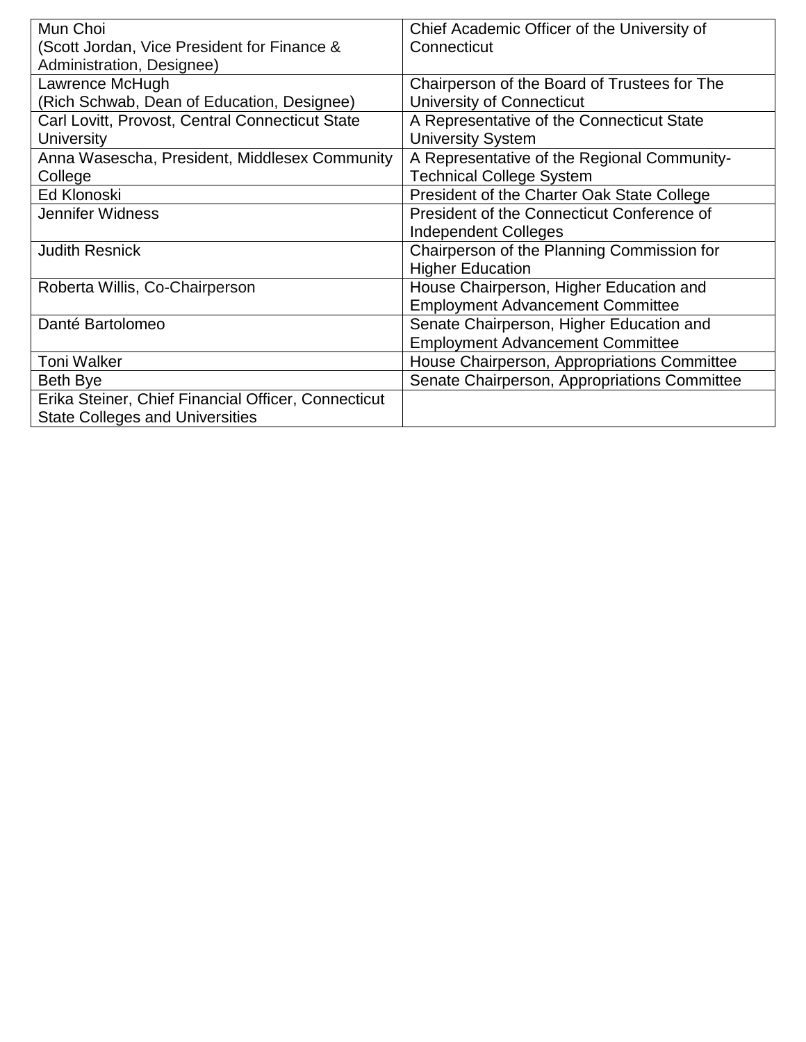| | |
|---|---|
| Mun Choi<br>(Scott Jordan, Vice President for Finance & Administration, Designee) | Chief Academic Officer of the University of Connecticut |
| Lawrence McHugh<br>(Rich Schwab, Dean of Education, Designee) | Chairperson of the Board of Trustees for The University of Connecticut |
| Carl Lovitt, Provost, Central Connecticut State University | A Representative of the Connecticut State University System |
| Anna Wasescha, President, Middlesex Community College | A Representative of the Regional Community-Technical College System |
| Ed Klonoski | President of the Charter Oak State College |
| Jennifer Widness | President of the Connecticut Conference of Independent Colleges |
| Judith Resnick | Chairperson of the Planning Commission for Higher Education |
| Roberta Willis, Co-Chairperson | House Chairperson, Higher Education and Employment Advancement Committee |
| Danté Bartolomeo | Senate Chairperson, Higher Education and Employment Advancement Committee |
| Toni Walker | House Chairperson, Appropriations Committee |
| Beth Bye | Senate Chairperson, Appropriations Committee |
| Erika Steiner, Chief Financial Officer, Connecticut State Colleges and Universities | |